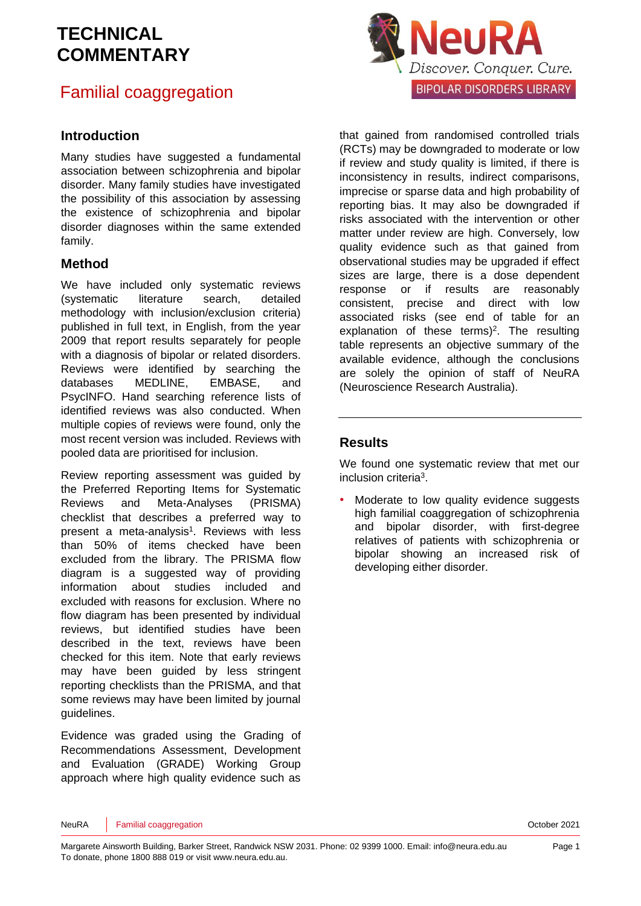# TECHNICAL COMMENTARY

## Familial coaggregation

NeuRA
Discover. Conquer. Cure.
BIPOLAR DISORDERS LIBRARY

### Introduction

Many studies have suggested a fundamental association between schizophrenia and bipolar disorder. Many family studies have investigated the possibility of this association by assessing the existence of schizophrenia and bipolar disorder diagnoses within the same extended family.

### Method

We have included only systematic reviews (systematic literature search, detailed methodology with inclusion/exclusion criteria) published in full text, in English, from the year 2009 that report results separately for people with a diagnosis of bipolar or related disorders. Reviews were identified by searching the databases MEDLINE, EMBASE, and PsycINFO. Hand searching reference lists of identified reviews was also conducted. When multiple copies of reviews were found, only the most recent version was included. Reviews with pooled data are prioritised for inclusion.

Review reporting assessment was guided by the Preferred Reporting Items for Systematic Reviews and Meta-Analyses (PRISMA) checklist that describes a preferred way to present a meta-analysis[1]. Reviews with less than 50% of items checked have been excluded from the library. The PRISMA flow diagram is a suggested way of providing information about studies included and excluded with reasons for exclusion. Where no flow diagram has been presented by individual reviews, but identified studies have been described in the text, reviews have been checked for this item. Note that early reviews may have been guided by less stringent reporting checklists than the PRISMA, and that some reviews may have been limited by journal guidelines.

Evidence was graded using the Grading of Recommendations Assessment, Development and Evaluation (GRADE) Working Group approach where high quality evidence such as that gained from randomised controlled trials (RCTs) may be downgraded to moderate or low if review and study quality is limited, if there is inconsistency in results, indirect comparisons, imprecise or sparse data and high probability of reporting bias. It may also be downgraded if risks associated with the intervention or other matter under review are high. Conversely, low quality evidence such as that gained from observational studies may be upgraded if effect sizes are large, there is a dose dependent response or if results are reasonably consistent, precise and direct with low associated risks (see end of table for an explanation of these terms)[2]. The resulting table represents an objective summary of the available evidence, although the conclusions are solely the opinion of staff of NeuRA (Neuroscience Research Australia).

### Results

We found one systematic review that met our inclusion criteria[3].

- Moderate to low quality evidence suggests high familial coaggregation of schizophrenia and bipolar disorder, with first-degree relatives of patients with schizophrenia or bipolar showing an increased risk of developing either disorder.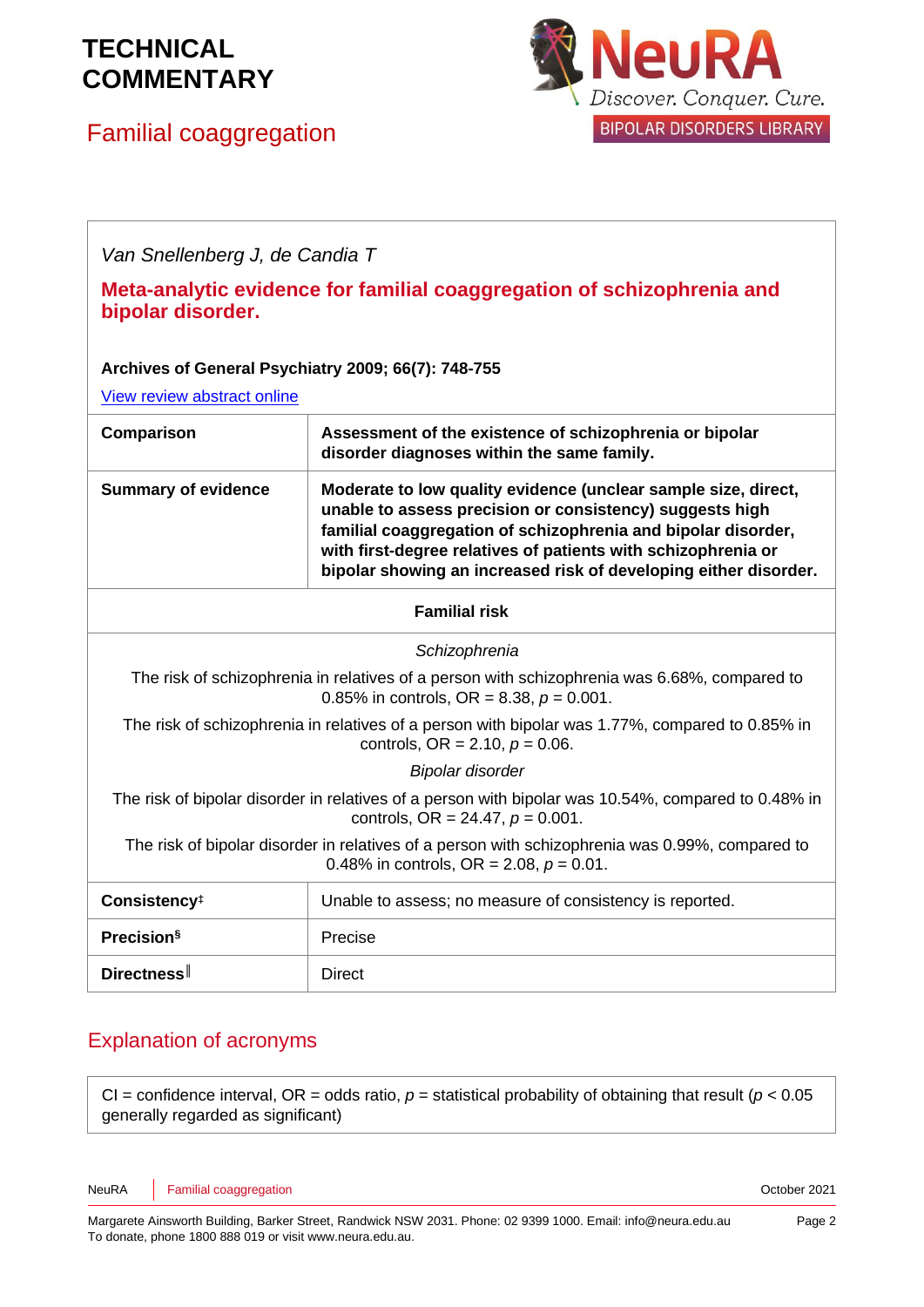# TECHNICAL COMMENTARY

## Familial coaggregation

| | |
|---|---|
| *Van Snellenberg J, de Candia T* | |
| **Meta-analytic evidence for familial coaggregation of schizophrenia and bipolar disorder.** | |
| **Archives of General Psychiatry 2009; 66(7): 748-755** | |
| View review abstract online | |
| **Comparison** | **Assessment of the existence of schizophrenia or bipolar disorder diagnoses within the same family.** |
| **Summary of evidence** | **Moderate to low quality evidence (unclear sample size, direct, unable to assess precision or consistency) suggests high familial coaggregation of schizophrenia and bipolar disorder, with first-degree relatives of patients with schizophrenia or bipolar showing an increased risk of developing either disorder.** |
| **Familial risk** | |
| *Schizophrenia* | |
| The risk of schizophrenia in relatives of a person with schizophrenia was 6.68%, compared to 0.85% in controls, OR = 8.38, $p$ = 0.001. | |
| The risk of schizophrenia in relatives of a person with bipolar was 1.77%, compared to 0.85% in controls, OR = 2.10, $p$ = 0.06. | |
| *Bipolar disorder* | |
| The risk of bipolar disorder in relatives of a person with bipolar was 10.54%, compared to 0.48% in controls, OR = 24.47, $p$ = 0.001. | |
| The risk of bipolar disorder in relatives of a person with schizophrenia was 0.99%, compared to 0.48% in controls, OR = 2.08, $p$ = 0.01. | |
| **Consistency**‡ | Unable to assess; no measure of consistency is reported. |
| **Precision**§ | Precise |
| **Directness**‖ | Direct |

## Explanation of acronyms

CI = confidence interval, OR = odds ratio, $p$ = statistical probability of obtaining that result ($p$ < 0.05 generally regarded as significant)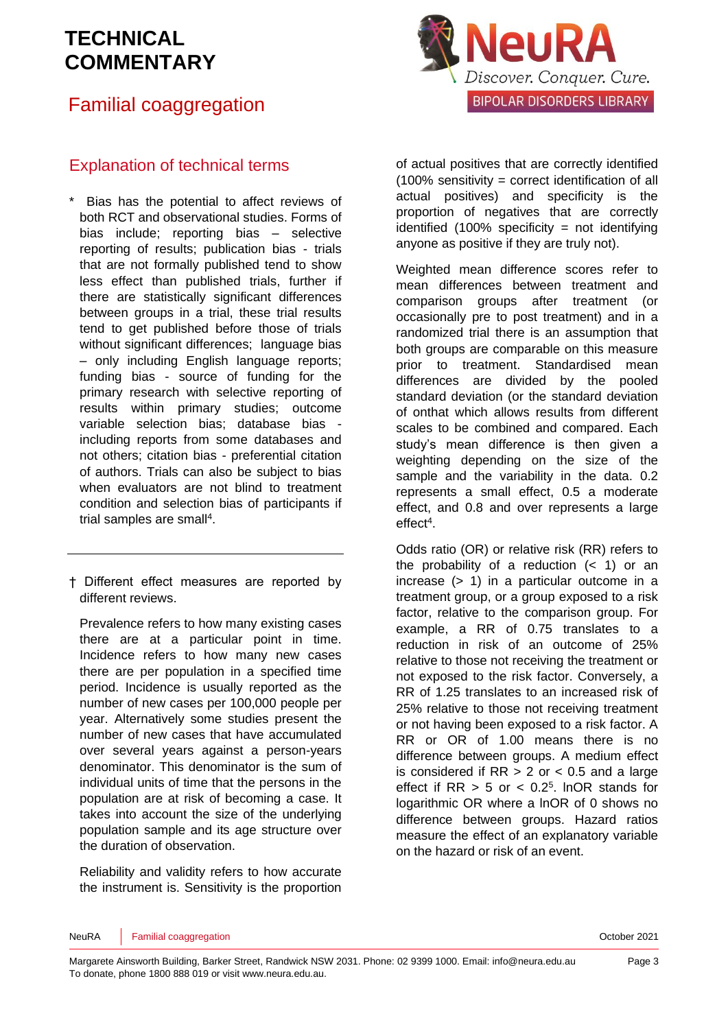# TECHNICAL COMMENTARY

## Familial coaggregation

## Explanation of technical terms

\* Bias has the potential to affect reviews of both RCT and observational studies. Forms of bias include; reporting bias – selective reporting of results; publication bias - trials that are not formally published tend to show less effect than published trials, further if there are statistically significant differences between groups in a trial, these trial results tend to get published before those of trials without significant differences; language bias – only including English language reports; funding bias - source of funding for the primary research with selective reporting of results within primary studies; outcome variable selection bias; database bias - including reports from some databases and not others; citation bias - preferential citation of authors. Trials can also be subject to bias when evaluators are not blind to treatment condition and selection bias of participants if trial samples are small[4].

---

† Different effect measures are reported by different reviews.

Prevalence refers to how many existing cases there are at a particular point in time. Incidence refers to how many new cases there are per population in a specified time period. Incidence is usually reported as the number of new cases per 100,000 people per year. Alternatively some studies present the number of new cases that have accumulated over several years against a person-years denominator. This denominator is the sum of individual units of time that the persons in the population are at risk of becoming a case. It takes into account the size of the underlying population sample and its age structure over the duration of observation.

Reliability and validity refers to how accurate the instrument is. Sensitivity is the proportion of actual positives that are correctly identified (100% sensitivity = correct identification of all actual positives) and specificity is the proportion of negatives that are correctly identified (100% specificity = not identifying anyone as positive if they are truly not).

Weighted mean difference scores refer to mean differences between treatment and comparison groups after treatment (or occasionally pre to post treatment) and in a randomized trial there is an assumption that both groups are comparable on this measure prior to treatment. Standardised mean differences are divided by the pooled standard deviation (or the standard deviation of onthat which allows results from different scales to be combined and compared. Each study's mean difference is then given a weighting depending on the size of the sample and the variability in the data. 0.2 represents a small effect, 0.5 a moderate effect, and 0.8 and over represents a large effect[4].

Odds ratio (OR) or relative risk (RR) refers to the probability of a reduction (< 1) or an increase (> 1) in a particular outcome in a treatment group, or a group exposed to a risk factor, relative to the comparison group. For example, a RR of 0.75 translates to a reduction in risk of an outcome of 25% relative to those not receiving the treatment or not exposed to the risk factor. Conversely, a RR of 1.25 translates to an increased risk of 25% relative to those not receiving treatment or not having been exposed to a risk factor. A RR or OR of 1.00 means there is no difference between groups. A medium effect is considered if RR > 2 or < 0.5 and a large effect if RR > 5 or < 0.2[5]. lnOR stands for logarithmic OR where a lnOR of 0 shows no difference between groups. Hazard ratios measure the effect of an explanatory variable on the hazard or risk of an event.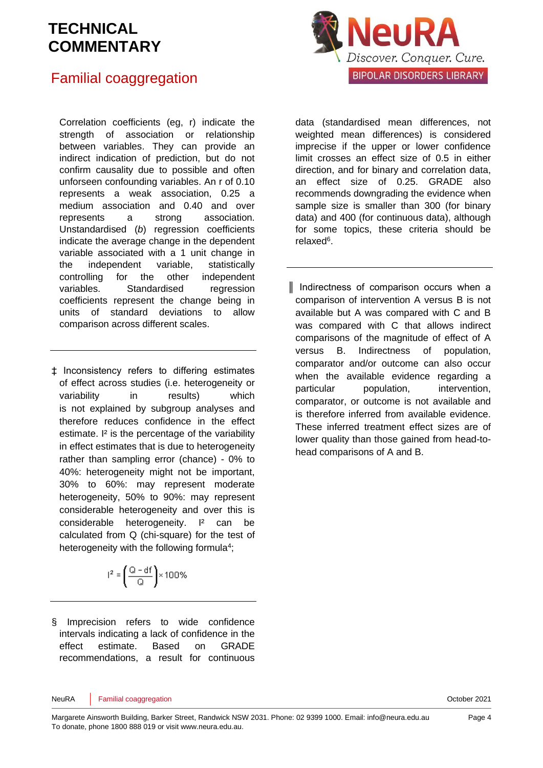Correlation coefficients (eg, r) indicate the strength of association or relationship between variables. They can provide an indirect indication of prediction, but do not confirm causality due to possible and often unforseen confounding variables. An r of 0.10 represents a weak association, 0.25 a medium association and 0.40 and over represents a strong association. Unstandardised (*b*) regression coefficients indicate the average change in the dependent variable associated with a 1 unit change in the independent variable, statistically controlling for the other independent variables. Standardised regression coefficients represent the change being in units of standard deviations to allow comparison across different scales.

---

‡ Inconsistency refers to differing estimates of effect across studies (i.e. heterogeneity or variability in results) which is not explained by subgroup analyses and therefore reduces confidence in the effect estimate. $I^2$ is the percentage of the variability in effect estimates that is due to heterogeneity rather than sampling error (chance) - 0% to 40%: heterogeneity might not be important, 30% to 60%: may represent moderate heterogeneity, 50% to 90%: may represent considerable heterogeneity and over this is considerable heterogeneity. $I^2$ can be calculated from Q (chi-square) for the test of heterogeneity with the following formula[4];

$$I^2 = \left(\frac{Q - df}{Q}\right) \times 100\%$$

---

§ Imprecision refers to wide confidence intervals indicating a lack of confidence in the effect estimate. Based on GRADE recommendations, a result for continuous data (standardised mean differences, not weighted mean differences) is considered imprecise if the upper or lower confidence limit crosses an effect size of 0.5 in either direction, and for binary and correlation data, an effect size of 0.25. GRADE also recommends downgrading the evidence when sample size is smaller than 300 (for binary data) and 400 (for continuous data), although for some topics, these criteria should be relaxed[6].

---

‖ Indirectness of comparison occurs when a comparison of intervention A versus B is not available but A was compared with C and B was compared with C that allows indirect comparisons of the magnitude of effect of A versus B. Indirectness of population, comparator and/or outcome can also occur when the available evidence regarding a particular population, intervention, comparator, or outcome is not available and is therefore inferred from available evidence. These inferred treatment effect sizes are of lower quality than those gained from head-to-head comparisons of A and B.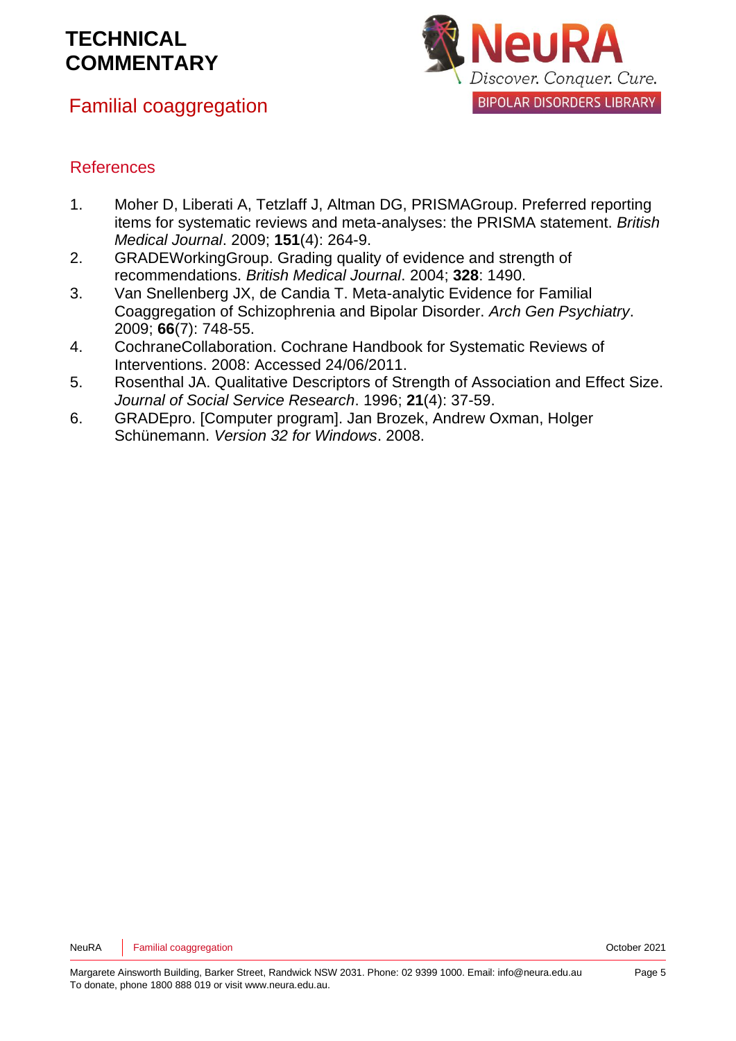# TECHNICAL COMMENTARY

## Familial coaggregation

## References

1. Moher D, Liberati A, Tetzlaff J, Altman DG, PRISMAGroup. Preferred reporting items for systematic reviews and meta-analyses: the PRISMA statement. *British Medical Journal*. 2009; **151**(4): 264-9.
2. GRADEWorkingGroup. Grading quality of evidence and strength of recommendations. *British Medical Journal*. 2004; **328**: 1490.
3. Van Snellenberg JX, de Candia T. Meta-analytic Evidence for Familial Coaggregation of Schizophrenia and Bipolar Disorder. *Arch Gen Psychiatry*. 2009; **66**(7): 748-55.
4. CochraneCollaboration. Cochrane Handbook for Systematic Reviews of Interventions. 2008: Accessed 24/06/2011.
5. Rosenthal JA. Qualitative Descriptors of Strength of Association and Effect Size. *Journal of Social Service Research*. 1996; **21**(4): 37-59.
6. GRADEpro. [Computer program]. Jan Brozek, Andrew Oxman, Holger Schünemann. *Version 32 for Windows*. 2008.